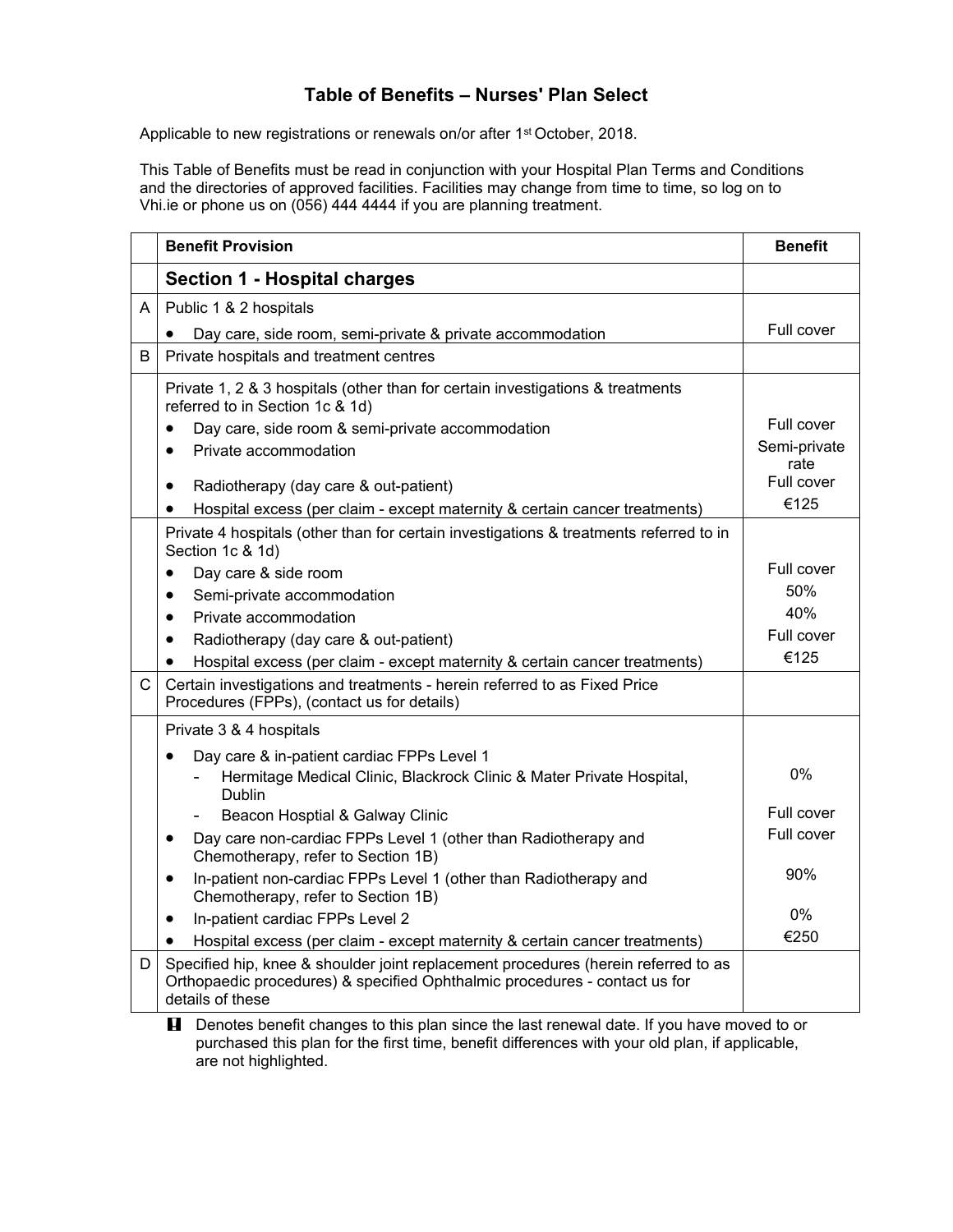# Table of Benefits – Nurses' Plan Select

Applicable to new registrations or renewals on/or after 1st October, 2018.

This Table of Benefits must be read in conjunction with your Hospital Plan Terms and Conditions and the directories of approved facilities. Facilities may change from time to time, so log on to Vhi.ie or phone us on (056) 444 4444 if you are planning treatment.

| | Benefit Provision | Benefit |
|---|---|---|
| | **Section 1 - Hospital charges** | |
| A | Public 1 & 2 hospitals | |
| | • Day care, side room, semi-private & private accommodation | Full cover |
| B | Private hospitals and treatment centres | |
| | Private 1, 2 & 3 hospitals (other than for certain investigations & treatments referred to in Section 1c & 1d) | |
| | • Day care, side room & semi-private accommodation | Full cover |
| | • Private accommodation | Semi-private rate |
| | • Radiotherapy (day care & out-patient) | Full cover |
| | • Hospital excess (per claim - except maternity & certain cancer treatments) | €125 |
| | Private 4 hospitals (other than for certain investigations & treatments referred to in Section 1c & 1d) | |
| | • Day care & side room | Full cover |
| | • Semi-private accommodation | 50% |
| | • Private accommodation | 40% |
| | • Radiotherapy (day care & out-patient) | Full cover |
| | • Hospital excess (per claim - except maternity & certain cancer treatments) | €125 |
| C | Certain investigations and treatments - herein referred to as Fixed Price Procedures (FPPs), (contact us for details) | |
| | Private 3 & 4 hospitals | |
| | • Day care & in-patient cardiac FPPs Level 1 | |
| | - Hermitage Medical Clinic, Blackrock Clinic & Mater Private Hospital, Dublin | 0% |
| | - Beacon Hosptial & Galway Clinic | Full cover |
| | • Day care non-cardiac FPPs Level 1 (other than Radiotherapy and Chemotherapy, refer to Section 1B) | Full cover |
| | • In-patient non-cardiac FPPs Level 1 (other than Radiotherapy and Chemotherapy, refer to Section 1B) | 90% |
| | • In-patient cardiac FPPs Level 2 | 0% |
| | • Hospital excess (per claim - except maternity & certain cancer treatments) | €250 |
| D | Specified hip, knee & shoulder joint replacement procedures (herein referred to as Orthopaedic procedures) & specified Ophthalmic procedures - contact us for details of these | |

**!** Denotes benefit changes to this plan since the last renewal date. If you have moved to or purchased this plan for the first time, benefit differences with your old plan, if applicable, are not highlighted.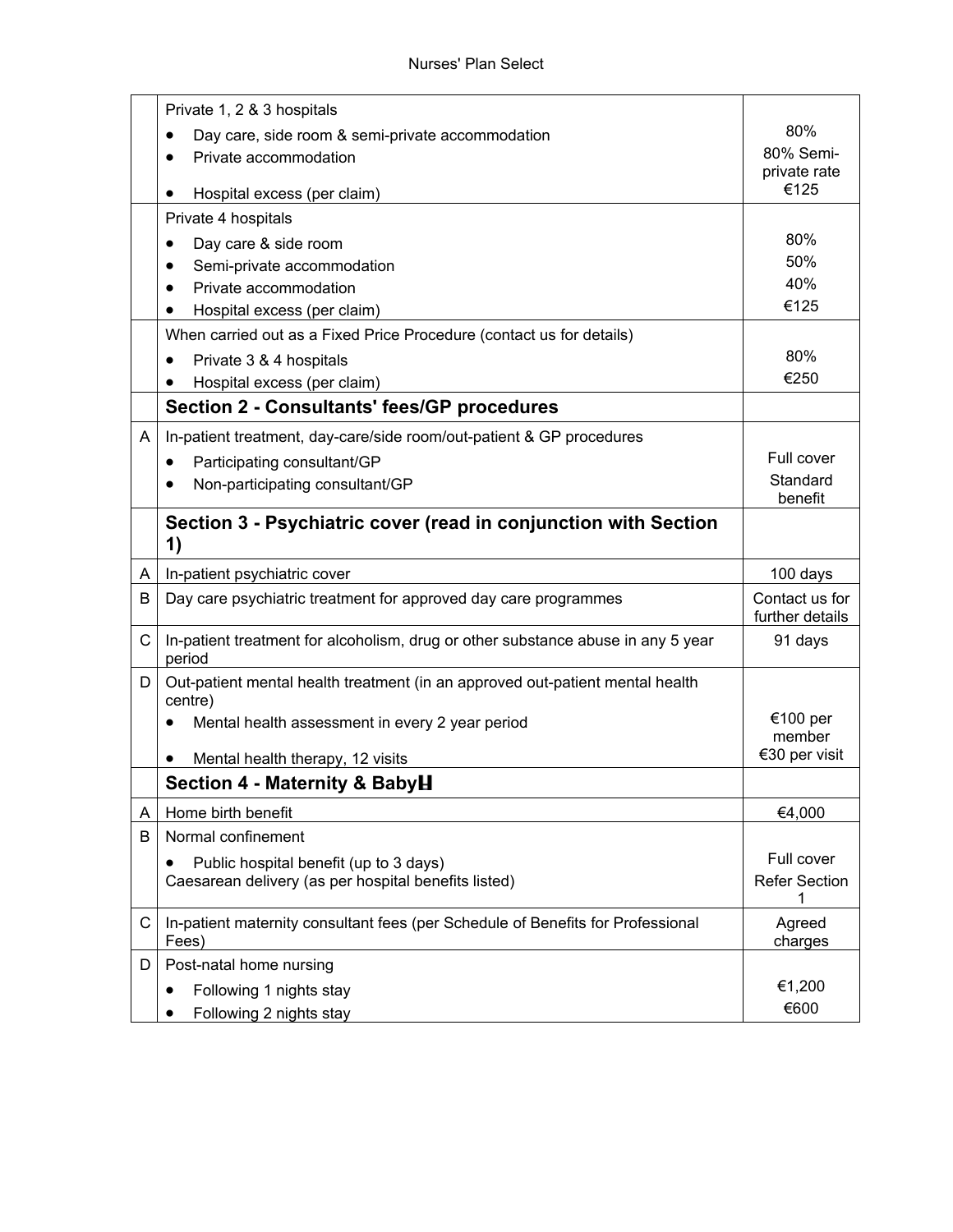| | | |
|---|---|---|
| | Private 1, 2 & 3 hospitals<br>• Day care, side room & semi-private accommodation<br>• Private accommodation<br>• Hospital excess (per claim) | 80%<br>80% Semi-private rate<br>€125 |
| | Private 4 hospitals<br>• Day care & side room<br>• Semi-private accommodation<br>• Private accommodation<br>• Hospital excess (per claim) | 80%<br>50%<br>40%<br>€125 |
| | When carried out as a Fixed Price Procedure (contact us for details)<br>• Private 3 & 4 hospitals<br>• Hospital excess (per claim) | 80%<br>€250 |
| | **Section 2 - Consultants' fees/GP procedures** | |
| A | In-patient treatment, day-care/side room/out-patient & GP procedures<br>• Participating consultant/GP<br>• Non-participating consultant/GP | Full cover<br>Standard benefit |
| | **Section 3 - Psychiatric cover (read in conjunction with Section 1)** | |
| A | In-patient psychiatric cover | 100 days |
| B | Day care psychiatric treatment for approved day care programmes | Contact us for further details |
| C | In-patient treatment for alcoholism, drug or other substance abuse in any 5 year period | 91 days |
| D | Out-patient mental health treatment (in an approved out-patient mental health centre)<br>• Mental health assessment in every 2 year period<br>• Mental health therapy, 12 visits | €100 per member<br>€30 per visit |
| | **Section 4 - Maternity & Baby** | |
| A | Home birth benefit | €4,000 |
| B | Normal confinement<br>• Public hospital benefit (up to 3 days)<br>Caesarean delivery (as per hospital benefits listed) | Full cover<br>Refer Section 1 |
| C | In-patient maternity consultant fees (per Schedule of Benefits for Professional Fees) | Agreed charges |
| D | Post-natal home nursing<br>• Following 1 nights stay<br>• Following 2 nights stay | €1,200<br>€600 |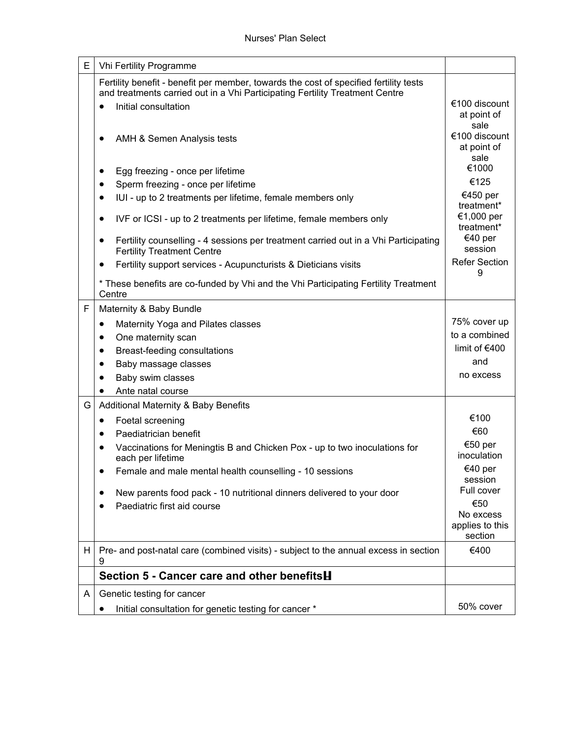| | | |
|---|---|---|
| E | Vhi Fertility Programme | |
| | Fertility benefit - benefit per member, towards the cost of specified fertility tests and treatments carried out in a Vhi Participating Fertility Treatment Centre | |
| | • Initial consultation | €100 discount at point of sale |
| | • AMH & Semen Analysis tests | €100 discount at point of sale |
| | • Egg freezing - once per lifetime | €1000 |
| | • Sperm freezing - once per lifetime | €125 |
| | • IUI - up to 2 treatments per lifetime, female members only | €450 per treatment* |
| | • IVF or ICSI - up to 2 treatments per lifetime, female members only | €1,000 per treatment* |
| | • Fertility counselling - 4 sessions per treatment carried out in a Vhi Participating Fertility Treatment Centre | €40 per session |
| | • Fertility support services - Acupuncturists & Dieticians visits | Refer Section 9 |
| | * These benefits are co-funded by Vhi and the Vhi Participating Fertility Treatment Centre | |
| F | Maternity & Baby Bundle<br>• Maternity Yoga and Pilates classes<br>• One maternity scan<br>• Breast-feeding consultations<br>• Baby massage classes<br>• Baby swim classes<br>• Ante natal course | 75% cover up to a combined limit of €400 and no excess |
| G | Additional Maternity & Baby Benefits | |
| | • Foetal screening | €100 |
| | • Paediatrician benefit | €60 |
| | • Vaccinations for Meningtis B and Chicken Pox - up to two inoculations for each per lifetime | €50 per inoculation |
| | • Female and male mental health counselling - 10 sessions | €40 per session |
| | • New parents food pack - 10 nutritional dinners delivered to your door | Full cover |
| | • Paediatric first aid course | €50 |
| | | No excess applies to this section |
| H | Pre- and post-natal care (combined visits) - subject to the annual excess in section 9 | €400 |
| | **Section 5 - Cancer care and other benefits** | |
| A | Genetic testing for cancer | |
| | • Initial consultation for genetic testing for cancer * | 50% cover |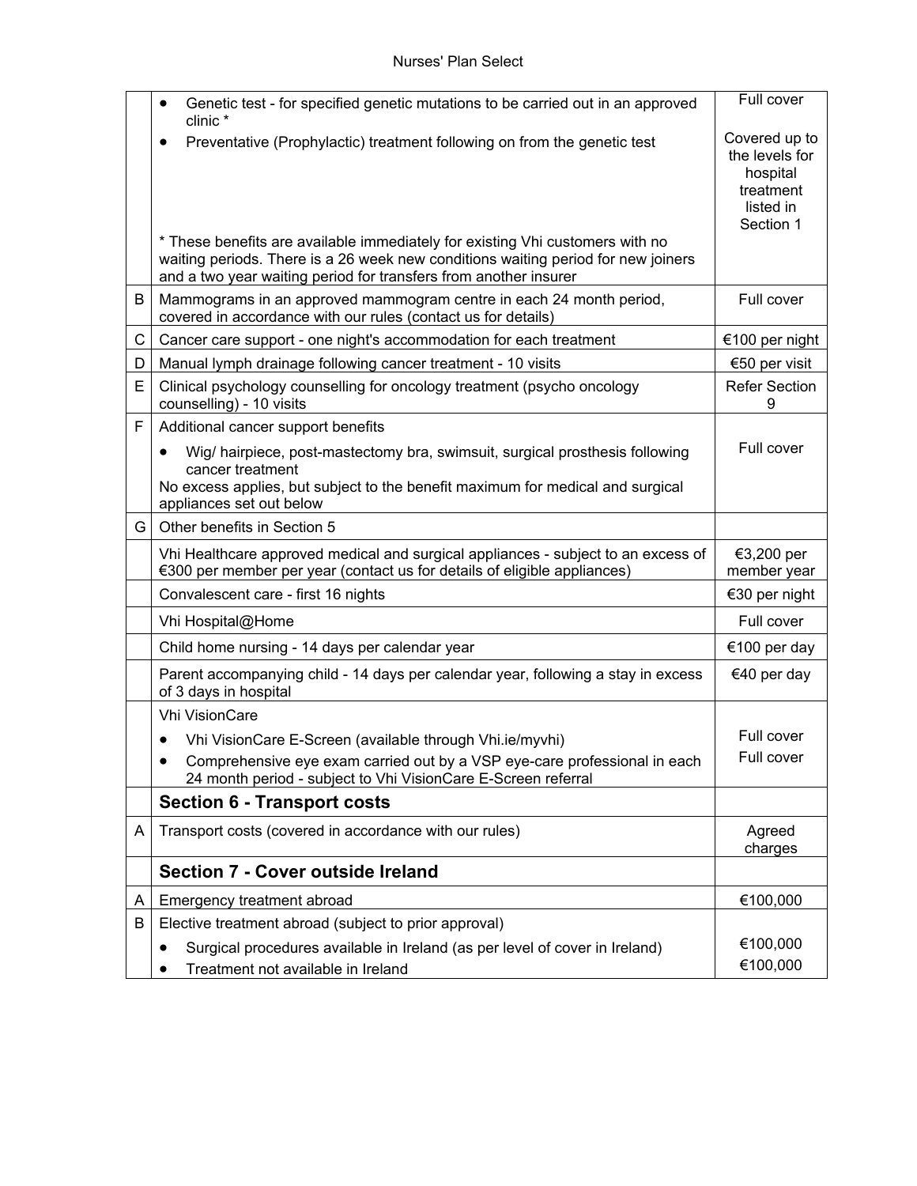| | | |
|---|---|---|
| | • Genetic test - for specified genetic mutations to be carried out in an approved clinic *<br>• Preventative (Prophylactic) treatment following on from the genetic test<br><br>* These benefits are available immediately for existing Vhi customers with no waiting periods. There is a 26 week new conditions waiting period for new joiners and a two year waiting period for transfers from another insurer | Full cover<br><br>Covered up to the levels for hospital treatment listed in Section 1 |
| B | Mammograms in an approved mammogram centre in each 24 month period, covered in accordance with our rules (contact us for details) | Full cover |
| C | Cancer care support - one night's accommodation for each treatment | €100 per night |
| D | Manual lymph drainage following cancer treatment - 10 visits | €50 per visit |
| E | Clinical psychology counselling for oncology treatment (psycho oncology counselling) - 10 visits | Refer Section 9 |
| F | Additional cancer support benefits<br>• Wig/ hairpiece, post-mastectomy bra, swimsuit, surgical prosthesis following cancer treatment<br>No excess applies, but subject to the benefit maximum for medical and surgical appliances set out below | Full cover |
| G | Other benefits in Section 5 | |
| | Vhi Healthcare approved medical and surgical appliances - subject to an excess of €300 per member per year (contact us for details of eligible appliances) | €3,200 per member year |
| | Convalescent care - first 16 nights | €30 per night |
| | Vhi Hospital@Home | Full cover |
| | Child home nursing - 14 days per calendar year | €100 per day |
| | Parent accompanying child - 14 days per calendar year, following a stay in excess of 3 days in hospital | €40 per day |
| | Vhi VisionCare<br>• Vhi VisionCare E-Screen (available through Vhi.ie/myvhi)<br>• Comprehensive eye exam carried out by a VSP eye-care professional in each 24 month period - subject to Vhi VisionCare E-Screen referral | <br>Full cover<br>Full cover |
| | **Section 6 - Transport costs** | |
| A | Transport costs (covered in accordance with our rules) | Agreed charges |
| | **Section 7 - Cover outside Ireland** | |
| A | Emergency treatment abroad | €100,000 |
| B | Elective treatment abroad (subject to prior approval)<br>• Surgical procedures available in Ireland (as per level of cover in Ireland)<br>• Treatment not available in Ireland | <br>€100,000<br>€100,000 |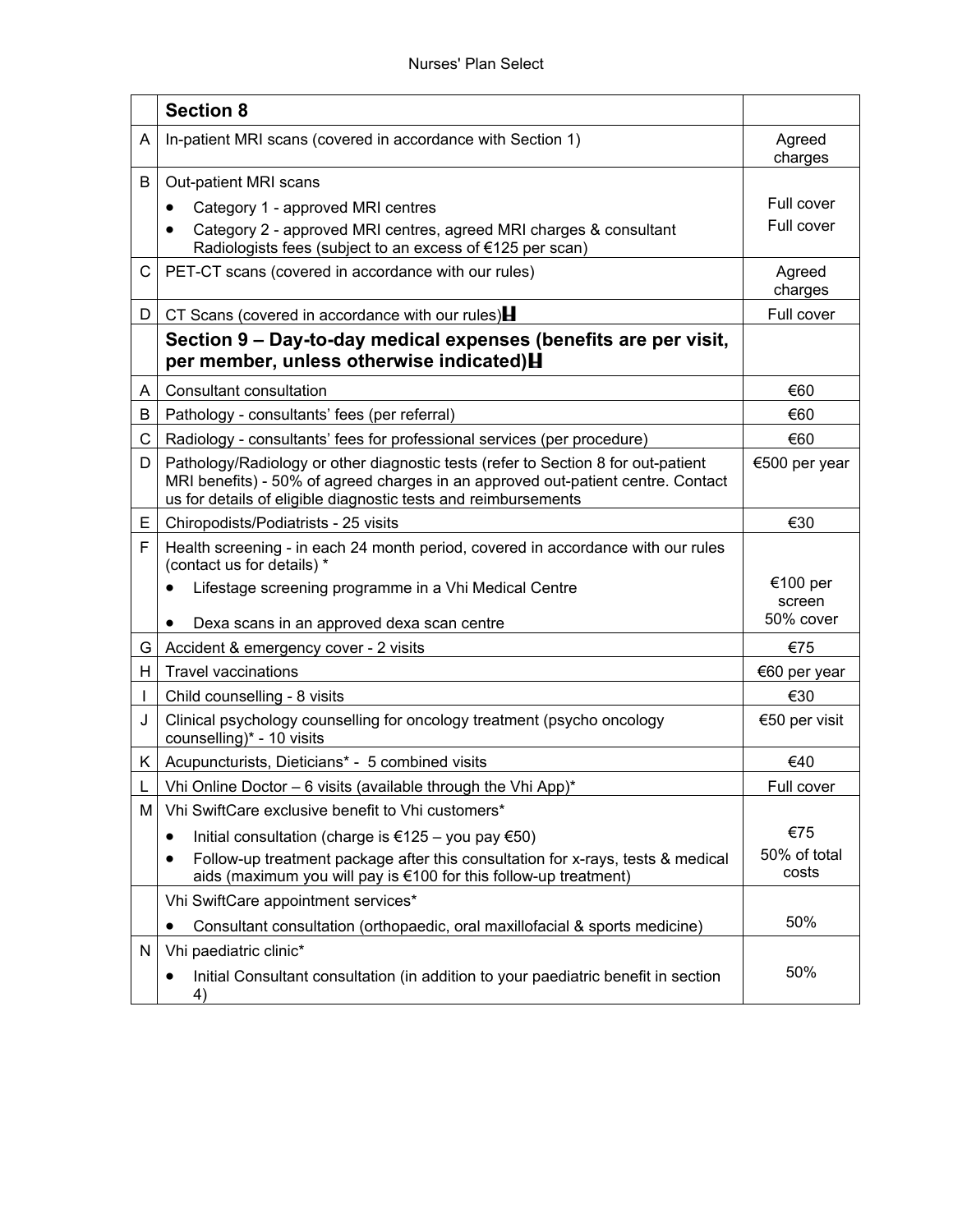|   | **Section 8** |   |
|---|---|---|
| A | In-patient MRI scans (covered in accordance with Section 1) | Agreed charges |
| B | Out-patient MRI scans<br>• Category 1 - approved MRI centres<br>• Category 2 - approved MRI centres, agreed MRI charges & consultant Radiologists fees (subject to an excess of €125 per scan) | <br>Full cover<br>Full cover |
| C | PET-CT scans (covered in accordance with our rules) | Agreed charges |
| D | CT Scans (covered in accordance with our rules)H | Full cover |
|   | **Section 9 – Day-to-day medical expenses (benefits are per visit, per member, unless otherwise indicated)H** |   |
| A | Consultant consultation | €60 |
| B | Pathology - consultants' fees (per referral) | €60 |
| C | Radiology - consultants' fees for professional services (per procedure) | €60 |
| D | Pathology/Radiology or other diagnostic tests (refer to Section 8 for out-patient MRI benefits) - 50% of agreed charges in an approved out-patient centre. Contact us for details of eligible diagnostic tests and reimbursements | €500 per year |
| E | Chiropodists/Podiatrists - 25 visits | €30 |
| F | Health screening - in each 24 month period, covered in accordance with our rules (contact us for details) *<br>• Lifestage screening programme in a Vhi Medical Centre<br>• Dexa scans in an approved dexa scan centre | <br>€100 per screen<br>50% cover |
| G | Accident & emergency cover - 2 visits | €75 |
| H | Travel vaccinations | €60 per year |
| I | Child counselling - 8 visits | €30 |
| J | Clinical psychology counselling for oncology treatment (psycho oncology counselling)* - 10 visits | €50 per visit |
| K | Acupuncturists, Dieticians* - 5 combined visits | €40 |
| L | Vhi Online Doctor – 6 visits (available through the Vhi App)* | Full cover |
| M | Vhi SwiftCare exclusive benefit to Vhi customers*<br>• Initial consultation (charge is €125 – you pay €50)<br>• Follow-up treatment package after this consultation for x-rays, tests & medical aids (maximum you will pay is €100 for this follow-up treatment) | <br>€75<br>50% of total costs |
|   | Vhi SwiftCare appointment services*<br>• Consultant consultation (orthopaedic, oral maxillofacial & sports medicine) | <br>50% |
| N | Vhi paediatric clinic*<br>• Initial Consultant consultation (in addition to your paediatric benefit in section 4) | <br>50% |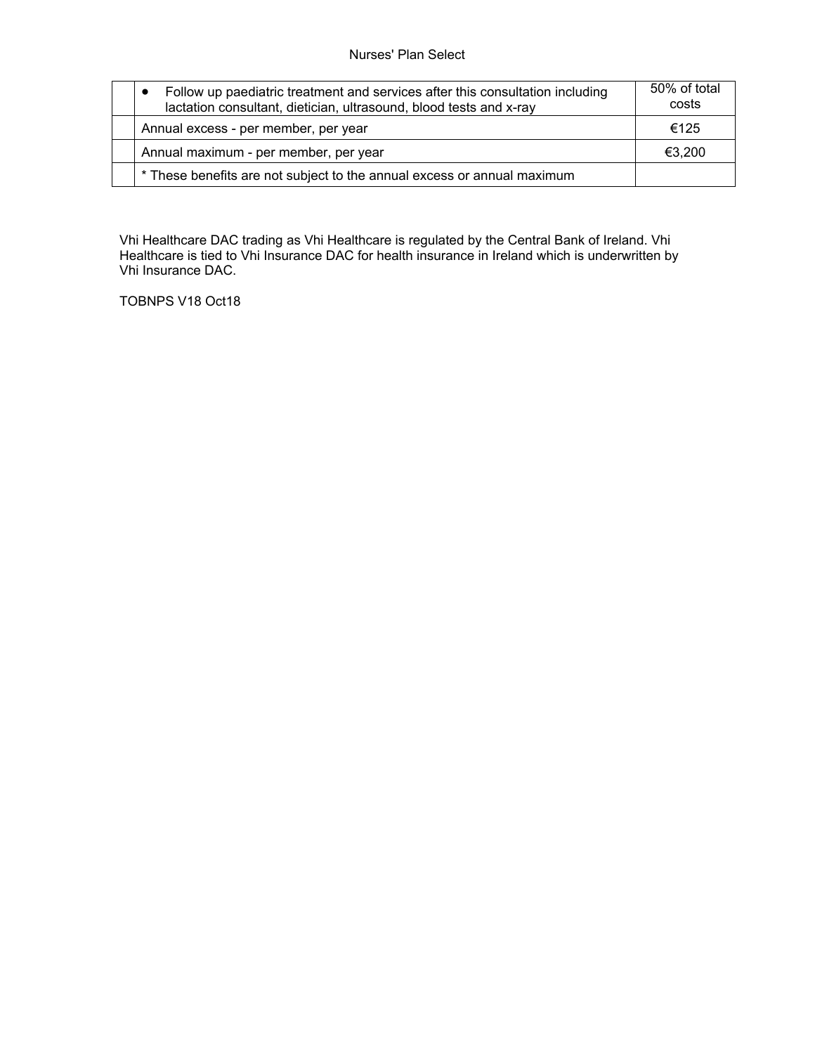| | | |
|---|---|---|
| | • Follow up paediatric treatment and services after this consultation including lactation consultant, dietician, ultrasound, blood tests and x-ray | 50% of total costs |
| | Annual excess - per member, per year | €125 |
| | Annual maximum - per member, per year | €3,200 |
| | * These benefits are not subject to the annual excess or annual maximum | |

Vhi Healthcare DAC trading as Vhi Healthcare is regulated by the Central Bank of Ireland. Vhi Healthcare is tied to Vhi Insurance DAC for health insurance in Ireland which is underwritten by Vhi Insurance DAC.

TOBNPS V18 Oct18